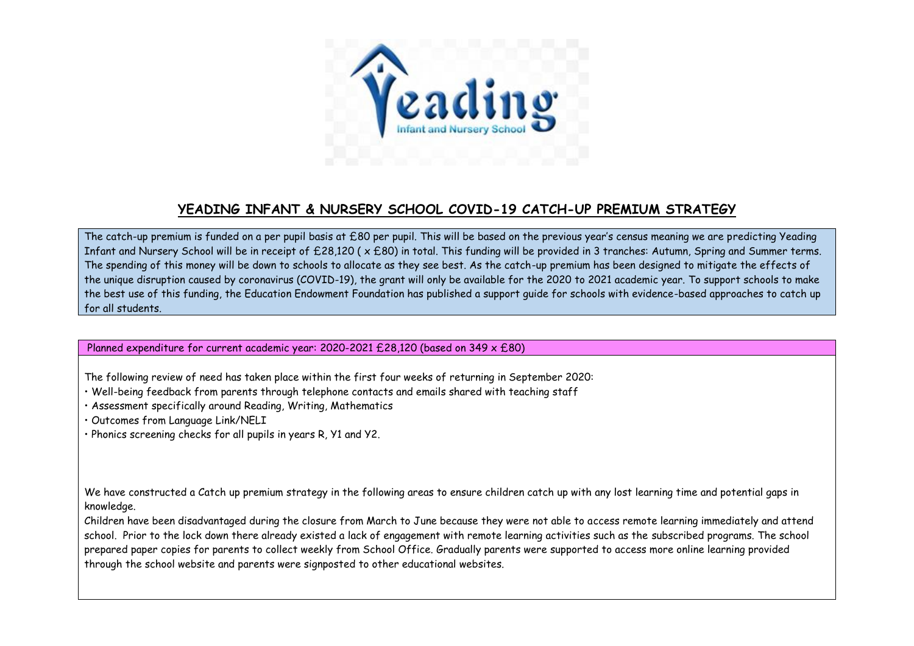# YEADING INFANT & NURSERY SCHOOL COVID-19 CATCH-UP PREMIUM STRATEGY

The catch-up premium is funded on a per pupil basis at £80 per pupil. This will be based on the previous year's census meaning we are predicting Yeading Infant and Nursery School will be in receipt of £28,120 ( x £80) in total. This funding will be provided in 3 tranches: Autumn, Spring and Summer terms. The spending of this money will be down to schools to allocate as they see best. As the catch-up premium has been designed to mitigate the effects of the unique disruption caused by coronavirus (COVID-19), the grant will only be available for the 2020 to 2021 academic year. To support schools to make the best use of this funding, the Education Endowment Foundation has published a support guide for schools with evidence-based approaches to catch up for all students.

Planned expenditure for current academic year: 2020-2021 £28,120 (based on 349 x £80)

The following review of need has taken place within the first four weeks of returning in September 2020:

- Well-being feedback from parents through telephone contacts and emails shared with teaching staff
- Assessment specifically around Reading, Writing, Mathematics
- Outcomes from Language Link/NELI
- Phonics screening checks for all pupils in years R, Y1 and Y2.

We have constructed a Catch up premium strategy in the following areas to ensure children catch up with any lost learning time and potential gaps in knowledge.

Children have been disadvantaged during the closure from March to June because they were not able to access remote learning immediately and attend school. Prior to the lock down there already existed a lack of engagement with remote learning activities such as the subscribed programs. The school prepared paper copies for parents to collect weekly from School Office. Gradually parents were supported to access more online learning provided through the school website and parents were signposted to other educational websites.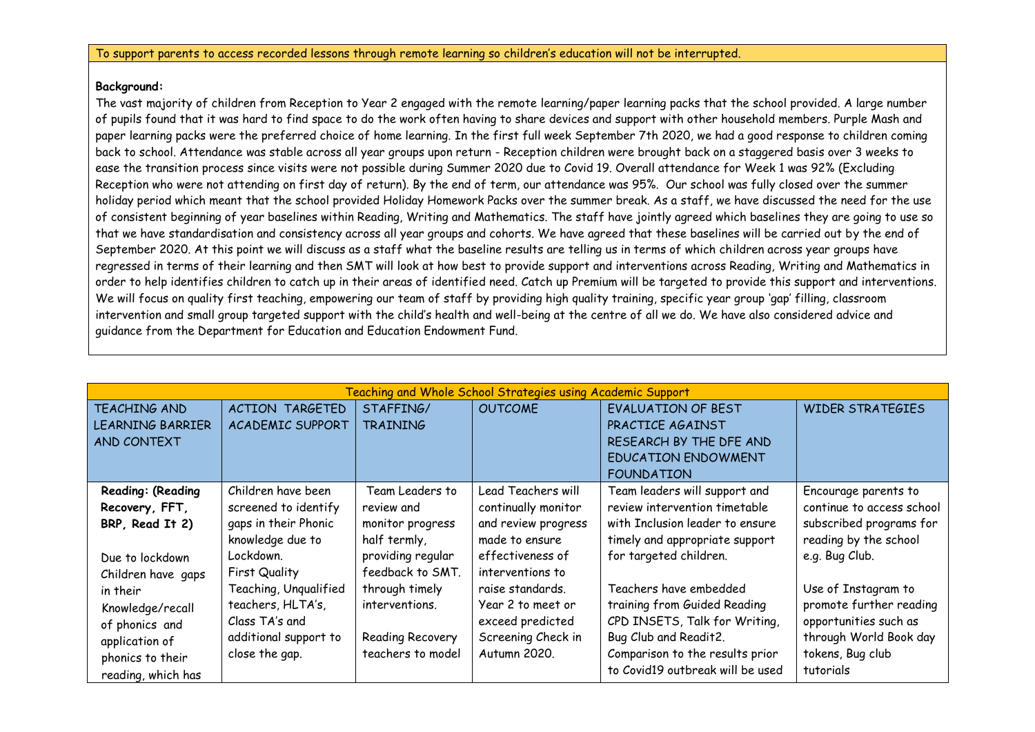To support parents to access recorded lessons through remote learning so children's education will not be interrupted.

**Background:**

The vast majority of children from Reception to Year 2 engaged with the remote learning/paper learning packs that the school provided. A large number of pupils found that it was hard to find space to do the work often having to share devices and support with other household members. Purple Mash and paper learning packs were the preferred choice of home learning. In the first full week September 7th 2020, we had a good response to children coming back to school. Attendance was stable across all year groups upon return - Reception children were brought back on a staggered basis over 3 weeks to ease the transition process since visits were not possible during Summer 2020 due to Covid 19. Overall attendance for Week 1 was 92% (Excluding Reception who were not attending on first day of return). By the end of term, our attendance was 95%. Our school was fully closed over the summer holiday period which meant that the school provided Holiday Homework Packs over the summer break. As a staff, we have discussed the need for the use of consistent beginning of year baselines within Reading, Writing and Mathematics. The staff have jointly agreed which baselines they are going to use so that we have standardisation and consistency across all year groups and cohorts. We have agreed that these baselines will be carried out by the end of September 2020. At this point we will discuss as a staff what the baseline results are telling us in terms of which children across year groups have regressed in terms of their learning and then SMT will look at how best to provide support and interventions across Reading, Writing and Mathematics in order to help identifies children to catch up in their areas of identified need. Catch up Premium will be targeted to provide this support and interventions. We will focus on quality first teaching, empowering our team of staff by providing high quality training, specific year group 'gap' filling, classroom intervention and small group targeted support with the child's health and well-being at the centre of all we do. We have also considered advice and guidance from the Department for Education and Education Endowment Fund.

| Teaching and Whole School Strategies using Academic Support | | | | | |
|---|---|---|---|---|---|
| TEACHING AND LEARNING BARRIER AND CONTEXT | ACTION TARGETED ACADEMIC SUPPORT | STAFFING/ TRAINING | OUTCOME | EVALUATION OF BEST PRACTICE AGAINST RESEARCH BY THE DFE AND EDUCATION ENDOWMENT FOUNDATION | WIDER STRATEGIES |
| **Reading: (Reading Recovery, FFT, BRP, Read It 2)**<br><br>Due to lockdown Children have gaps in their Knowledge/recall of phonics and application of phonics to their reading, which has | Children have been screened to identify gaps in their Phonic knowledge due to Lockdown.<br>First Quality Teaching, Unqualified teachers, HLTA's, Class TA's and additional support to close the gap. | Team Leaders to review and monitor progress half termly, providing regular feedback to SMT. through timely interventions.<br><br>Reading Recovery teachers to model | Lead Teachers will continually monitor and review progress made to ensure effectiveness of interventions to raise standards. Year 2 to meet or exceed predicted Screening Check in Autumn 2020. | Team leaders will support and review intervention timetable with Inclusion leader to ensure timely and appropriate support for targeted children.<br><br>Teachers have embedded training from Guided Reading CPD INSETS, Talk for Writing, Bug Club and Readit2.<br>Comparison to the results prior to Covid19 outbreak will be used | Encourage parents to continue to access school subscribed programs for reading by the school e.g. Bug Club.<br><br>Use of Instagram to promote further reading opportunities such as through World Book day tokens, Bug club tutorials |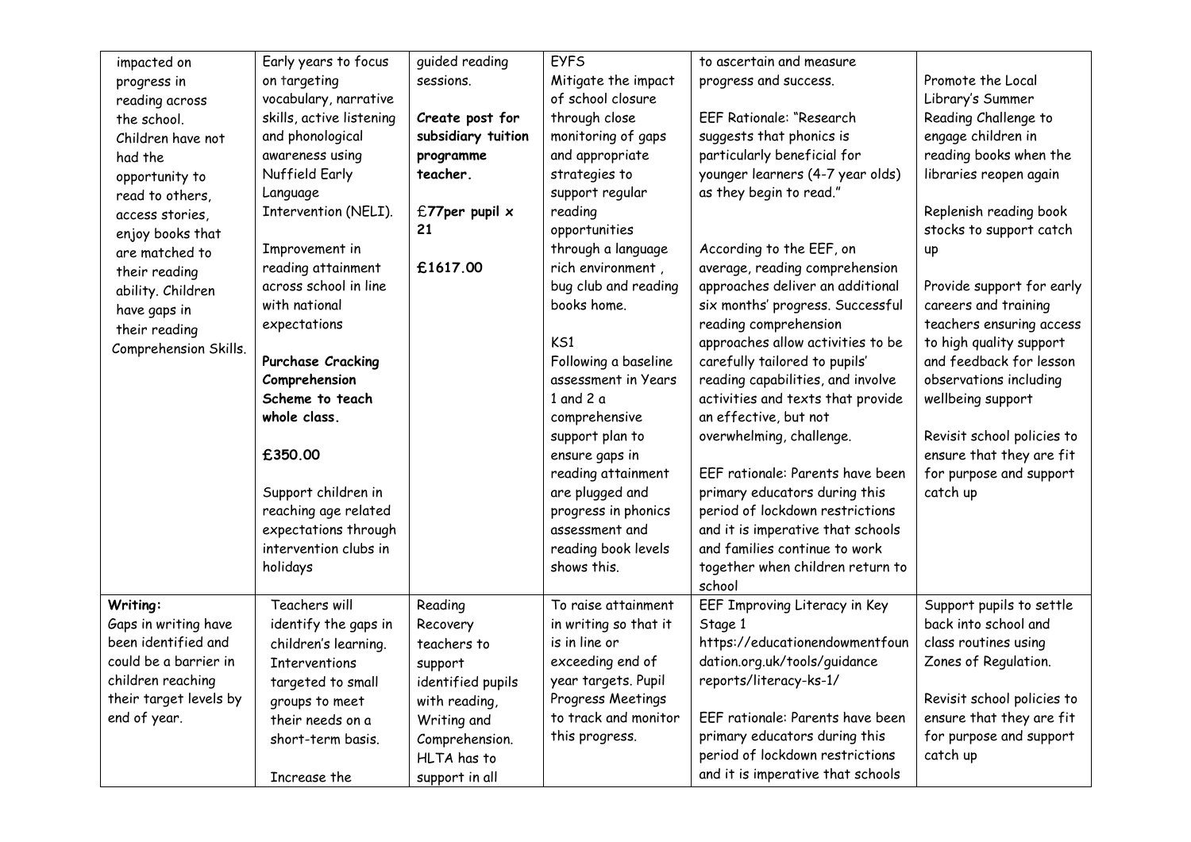| | | | | | |
|---|---|---|---|---|---|
| impacted on progress in reading across the school. Children have not had the opportunity to read to others, access stories, enjoy books that are matched to their reading ability. Children have gaps in their reading Comprehension Skills. | Early years to focus on targeting vocabulary, narrative skills, active listening and phonological awareness using Nuffield Early Language Intervention (NELI).<br><br>Improvement in reading attainment across school in line with national expectations<br><br>**Purchase Cracking Comprehension Scheme to teach whole class.**<br><br>**£350.00**<br><br>Support children in reaching age related expectations through intervention clubs in holidays | guided reading sessions.<br><br>**Create post for subsidiary tuition programme teacher.**<br><br>£**77per pupil x 21**<br><br>**£1617.00** | EYFS<br>Mitigate the impact of school closure through close monitoring of gaps and appropriate strategies to support regular reading opportunities through a language rich environment , bug club and reading books home.<br><br>KS1<br>Following a baseline assessment in Years 1 and 2 a comprehensive support plan to ensure gaps in reading attainment are plugged and progress in phonics assessment and reading book levels shows this. | to ascertain and measure progress and success.<br><br>EEF Rationale: "Research suggests that phonics is particularly beneficial for younger learners (4-7 year olds) as they begin to read."<br><br>According to the EEF, on average, reading comprehension approaches deliver an additional six months' progress. Successful reading comprehension approaches allow activities to be carefully tailored to pupils' reading capabilities, and involve activities and texts that provide an effective, but not overwhelming, challenge.<br><br>EEF rationale: Parents have been primary educators during this period of lockdown restrictions and it is imperative that schools and families continue to work together when children return to school | Promote the Local Library's Summer Reading Challenge to engage children in reading books when the libraries reopen again<br><br>Replenish reading book stocks to support catch up<br><br>Provide support for early careers and training teachers ensuring access to high quality support and feedback for lesson observations including wellbeing support<br><br>Revisit school policies to ensure that they are fit for purpose and support catch up |
| **Writing:**<br>Gaps in writing have been identified and could be a barrier in children reaching their target levels by end of year. | Teachers will identify the gaps in children's learning. Interventions targeted to small groups to meet their needs on a short-term basis.<br><br>Increase the | Reading Recovery teachers to support identified pupils with reading, Writing and Comprehension. HLTA has to support in all | To raise attainment in writing so that it is in line or exceeding end of year targets. Pupil Progress Meetings to track and monitor this progress. | EEF Improving Literacy in Key Stage 1<br>https://educationendowmentfoundation.org.uk/tools/guidance reports/literacy-ks-1/<br><br>EEF rationale: Parents have been primary educators during this period of lockdown restrictions and it is imperative that schools | Support pupils to settle back into school and class routines using Zones of Regulation.<br><br>Revisit school policies to ensure that they are fit for purpose and support catch up |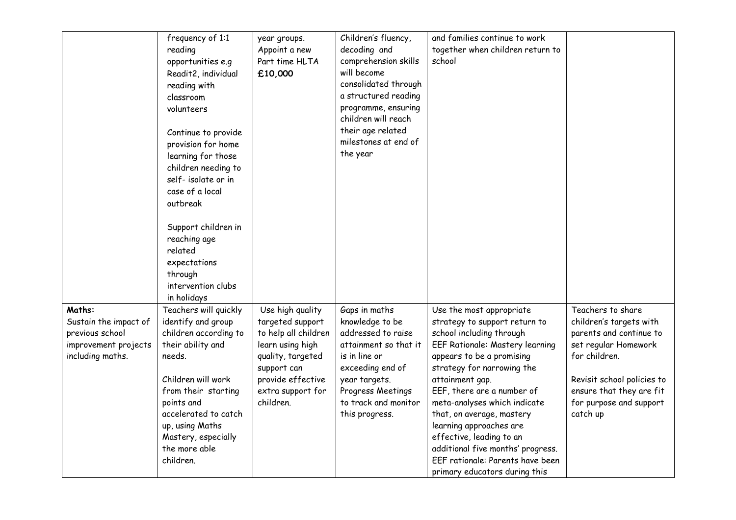| | | | | | |
|---|---|---|---|---|---|
| | frequency of 1:1 reading opportunities e.g Readit2, individual reading with classroom volunteers<br><br>Continue to provide provision for home learning for those children needing to self- isolate or in case of a local outbreak<br><br>Support children in reaching age related expectations through intervention clubs in holidays | year groups. Appoint a new Part time HLTA **£10,000** | Children's fluency, decoding and comprehension skills will become consolidated through a structured reading programme, ensuring children will reach their age related milestones at end of the year | and families continue to work together when children return to school | |
| **Maths:** Sustain the impact of previous school improvement projects including maths. | Teachers will quickly identify and group children according to their ability and needs.<br><br>Children will work from their starting points and accelerated to catch up, using Maths Mastery, especially the more able children. | Use high quality targeted support to help all children learn using high quality, targeted support can provide effective extra support for children. | Gaps in maths knowledge to be addressed to raise attainment so that it is in line or exceeding end of year targets. Progress Meetings to track and monitor this progress. | Use the most appropriate strategy to support return to school including through EEF Rationale: Mastery learning appears to be a promising strategy for narrowing the attainment gap. EEF, there are a number of meta-analyses which indicate that, on average, mastery learning approaches are effective, leading to an additional five months' progress. EEF rationale: Parents have been primary educators during this | Teachers to share children's targets with parents and continue to set regular Homework for children.<br><br>Revisit school policies to ensure that they are fit for purpose and support catch up |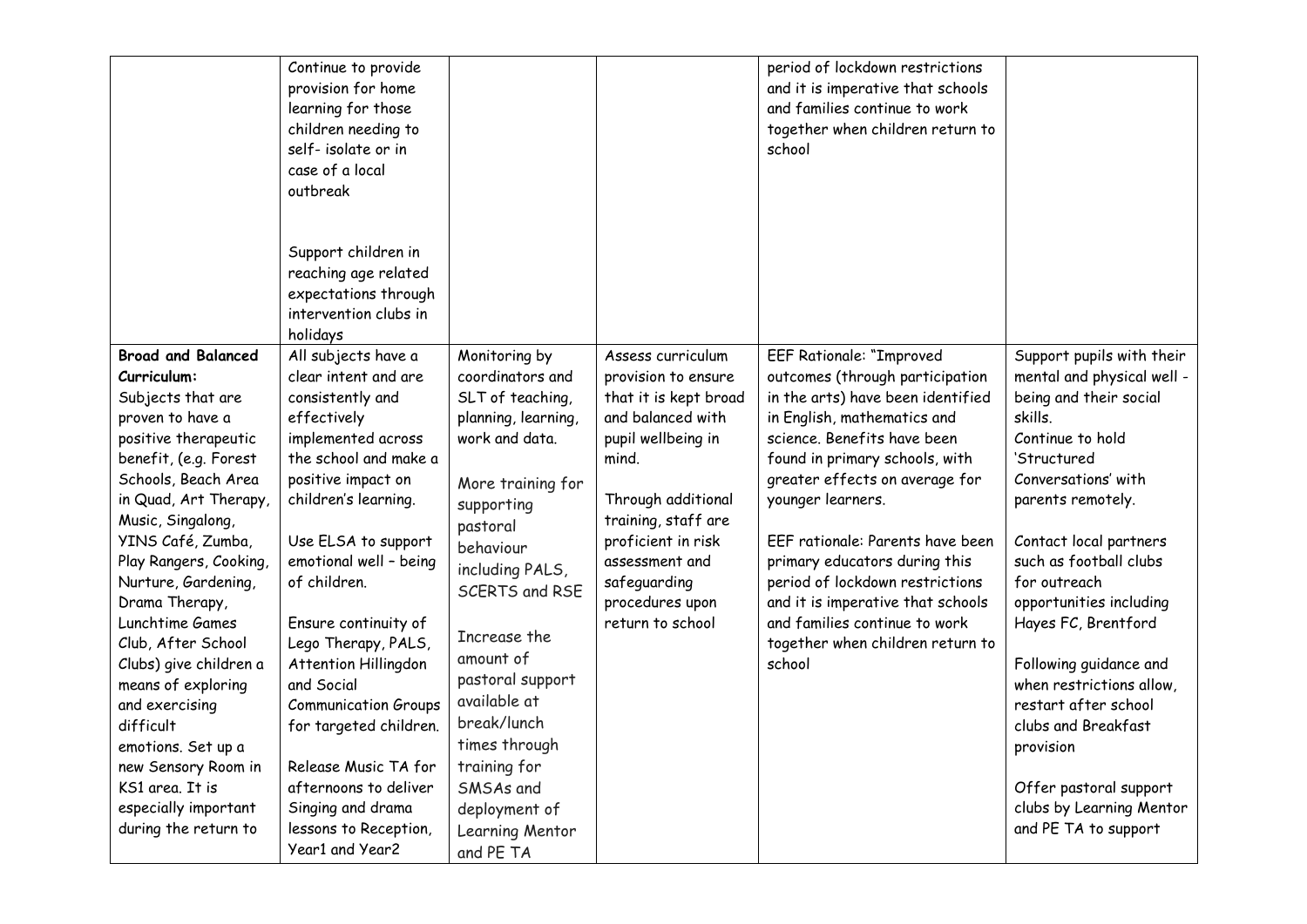| | | | | | |
|---|---|---|---|---|---|
| | Continue to provide provision for home learning for those children needing to self- isolate or in case of a local outbreak<br><br>Support children in reaching age related expectations through intervention clubs in holidays | | | period of lockdown restrictions and it is imperative that schools and families continue to work together when children return to school | |
| **Broad and Balanced Curriculum:**<br>Subjects that are proven to have a positive therapeutic benefit, (e.g. Forest Schools, Beach Area in Quad, Art Therapy, Music, Singalong, YINS Café, Zumba, Play Rangers, Cooking, Nurture, Gardening, Drama Therapy, Lunchtime Games Club, After School Clubs) give children a means of exploring and exercising difficult emotions. Set up a new Sensory Room in KS1 area. It is especially important during the return to | All subjects have a clear intent and are consistently and effectively implemented across the school and make a positive impact on children's learning.<br><br>Use ELSA to support emotional well – being of children.<br><br>Ensure continuity of Lego Therapy, PALS, Attention Hillingdon and Social Communication Groups for targeted children.<br><br>Release Music TA for afternoons to deliver Singing and drama lessons to Reception, Year1 and Year2 | Monitoring by coordinators and SLT of teaching, planning, learning, work and data.<br><br>More training for supporting pastoral behaviour including PALS, SCERTS and RSE<br><br>Increase the amount of pastoral support available at break/lunch times through training for SMSAs and deployment of Learning Mentor and PE TA | Assess curriculum provision to ensure that it is kept broad and balanced with pupil wellbeing in mind.<br><br>Through additional training, staff are proficient in risk assessment and safeguarding procedures upon return to school | EEF Rationale: "Improved outcomes (through participation in the arts) have been identified in English, mathematics and science. Benefits have been found in primary schools, with greater effects on average for younger learners.<br><br>EEF rationale: Parents have been primary educators during this period of lockdown restrictions and it is imperative that schools and families continue to work together when children return to school | Support pupils with their mental and physical well - being and their social skills.<br>Continue to hold 'Structured Conversations' with parents remotely.<br><br>Contact local partners such as football clubs for outreach opportunities including Hayes FC, Brentford<br><br>Following guidance and when restrictions allow, restart after school clubs and Breakfast provision<br><br>Offer pastoral support clubs by Learning Mentor and PE TA to support |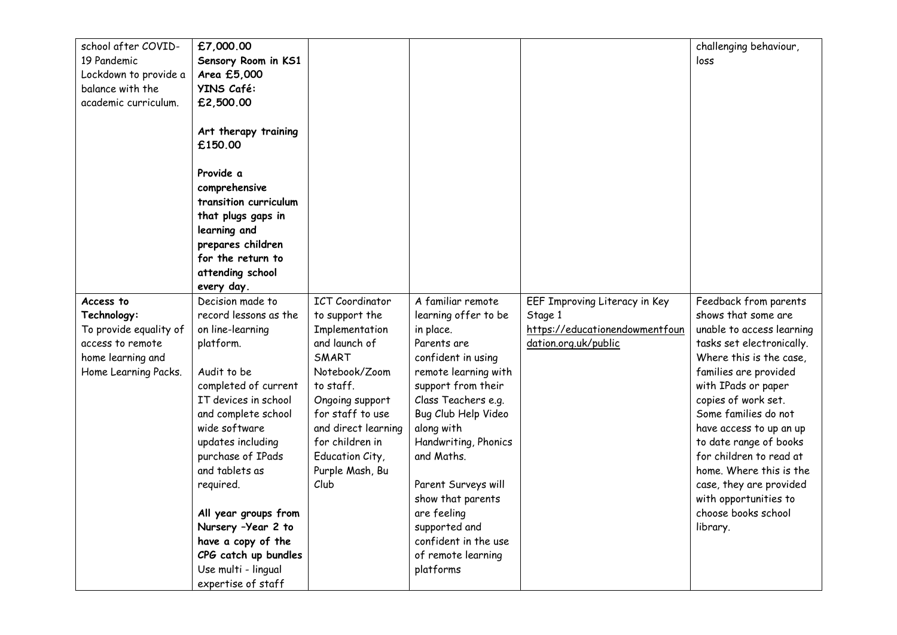| | | | | | |
|---|---|---|---|---|---|
| school after COVID-19 Pandemic Lockdown to provide a balance with the academic curriculum. | **£7,000.00** **Sensory Room in KS1 Area £5,000** **YINS Café: £2,500.00** <br><br> **Art therapy training £150.00** <br><br> **Provide a comprehensive transition curriculum that plugs gaps in learning and prepares children for the return to attending school every day.** | | | | challenging behaviour, loss |
| **Access to Technology:** To provide equality of access to remote home learning and Home Learning Packs. | Decision made to record lessons as the on line-learning platform. <br><br> Audit to be completed of current IT devices in school and complete school wide software updates including purchase of IPads and tablets as required. <br><br> **All year groups from Nursery –Year 2 to have a copy of the CPG catch up bundles** Use multi - lingual expertise of staff | ICT Coordinator to support the Implementation and launch of SMART Notebook/Zoom to staff. Ongoing support for staff to use and direct learning for children in Education City, Purple Mash, Bu Club | A familiar remote learning offer to be in place. Parents are confident in using remote learning with support from their Class Teachers e.g. Bug Club Help Video along with Handwriting, Phonics and Maths. <br><br> Parent Surveys will show that parents are feeling supported and confident in the use of remote learning platforms | EEF Improving Literacy in Key Stage 1 https://educationendowmentfoundation.org.uk/public | Feedback from parents shows that some are unable to access learning tasks set electronically. Where this is the case, families are provided with IPads or paper copies of work set. Some families do not have access to up an up to date range of books for children to read at home. Where this is the case, they are provided with opportunities to choose books school library. |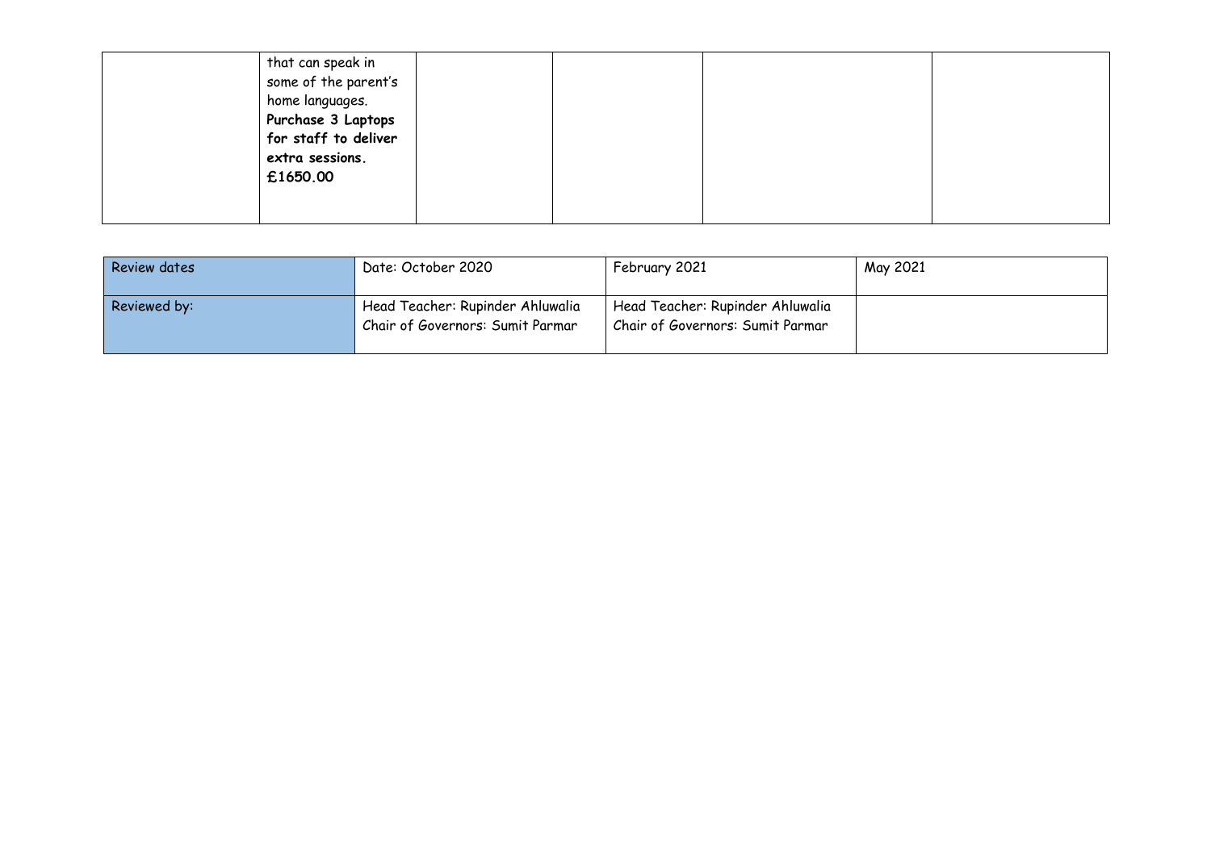| | | | | | |
|---|---|---|---|---|---|
| | that can speak in some of the parent's home languages. **Purchase 3 Laptops for staff to deliver extra sessions. £1650.00** | | | | |

| | | | |
|---|---|---|---|
| Review dates | Date: October 2020 | February 2021 | May 2021 |
| Reviewed by: | Head Teacher: Rupinder Ahluwalia<br>Chair of Governors: Sumit Parmar | Head Teacher: Rupinder Ahluwalia<br>Chair of Governors: Sumit Parmar | |